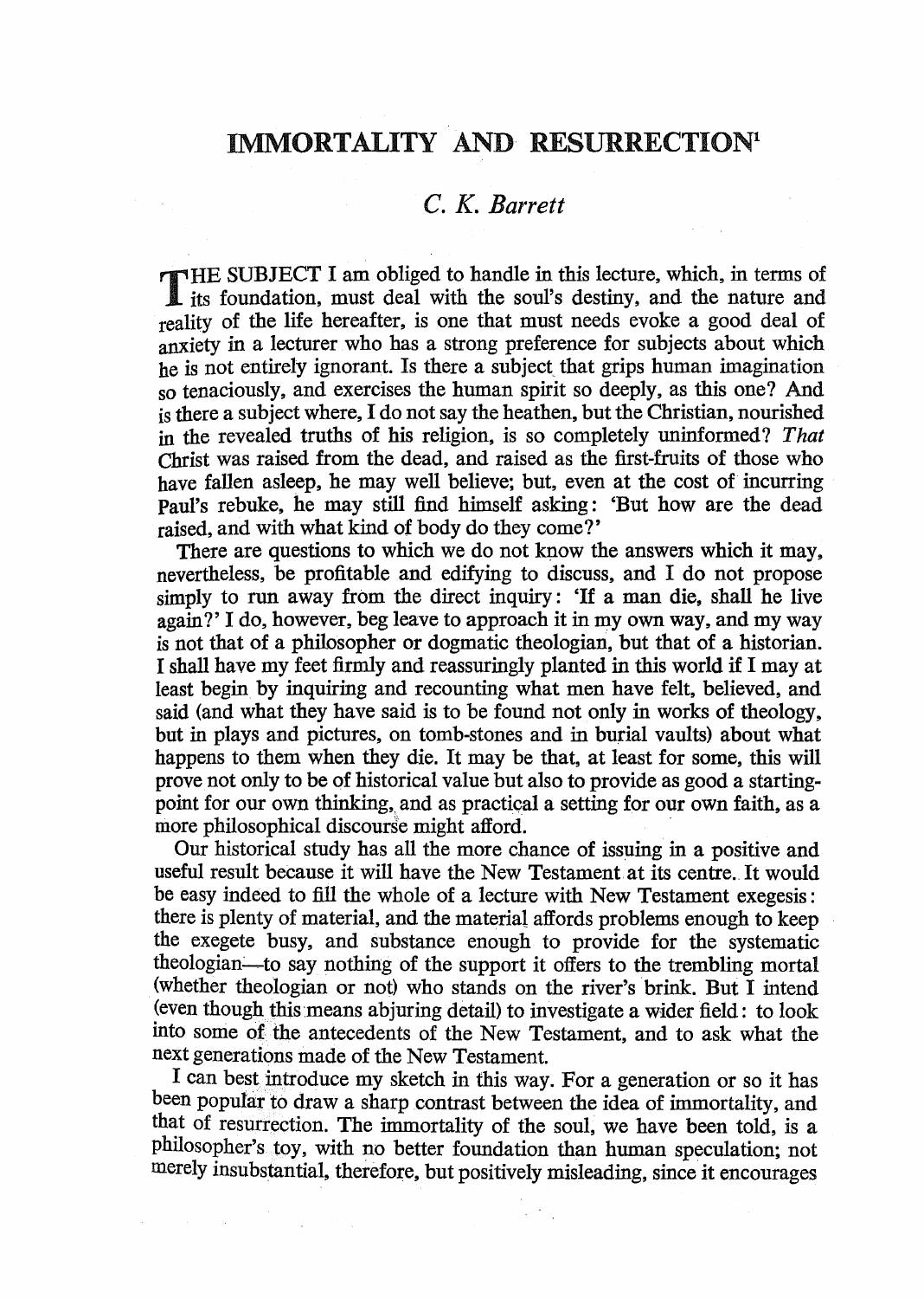# IMMORTALITY AND RESURRECTION[1]

## *C. K. Barrett*

THE SUBJECT I am obliged to handle in this lecture, which, in terms of its foundation, must deal with the soul's destiny, and the nature and reality of the life hereafter, is one that must needs evoke a good deal of anxiety in a lecturer who has a strong preference for subjects about which he is not entirely ignorant. Is there a subject that grips human imagination so tenaciously, and exercises the human spirit so deeply, as this one? And is there a subject where, I do not say the heathen, but the Christian, nourished in the revealed truths of his religion, is so completely uninformed? *That* Christ was raised from the dead, and raised as the first-fruits of those who have fallen asleep, he may well believe; but, even at the cost of incurring Paul's rebuke, he may still find himself asking: 'But how are the dead raised, and with what kind of body do they come?'

There are questions to which we do not know the answers which it may, nevertheless, be profitable and edifying to discuss, and I do not propose simply to run away from the direct inquiry: 'If a man die, shall he live again?' I do, however, beg leave to approach it in my own way, and my way is not that of a philosopher or dogmatic theologian, but that of a historian. I shall have my feet firmly and reassuringly planted in this world if I may at least begin by inquiring and recounting what men have felt, believed, and said (and what they have said is to be found not only in works of theology, but in plays and pictures, on tomb-stones and in burial vaults) about what happens to them when they die. It may be that, at least for some, this will prove not only to be of historical value but also to provide as good a starting-point for our own thinking, and as practical a setting for our own faith, as a more philosophical discourse might afford.

Our historical study has all the more chance of issuing in a positive and useful result because it will have the New Testament at its centre. It would be easy indeed to fill the whole of a lecture with New Testament exegesis: there is plenty of material, and the material affords problems enough to keep the exegete busy, and substance enough to provide for the systematic theologian—to say nothing of the support it offers to the trembling mortal (whether theologian or not) who stands on the river's brink. But I intend (even though this means abjuring detail) to investigate a wider field: to look into some of the antecedents of the New Testament, and to ask what the next generations made of the New Testament.

I can best introduce my sketch in this way. For a generation or so it has been popular to draw a sharp contrast between the idea of immortality, and that of resurrection. The immortality of the soul, we have been told, is a philosopher's toy, with no better foundation than human speculation; not merely insubstantial, therefore, but positively misleading, since it encourages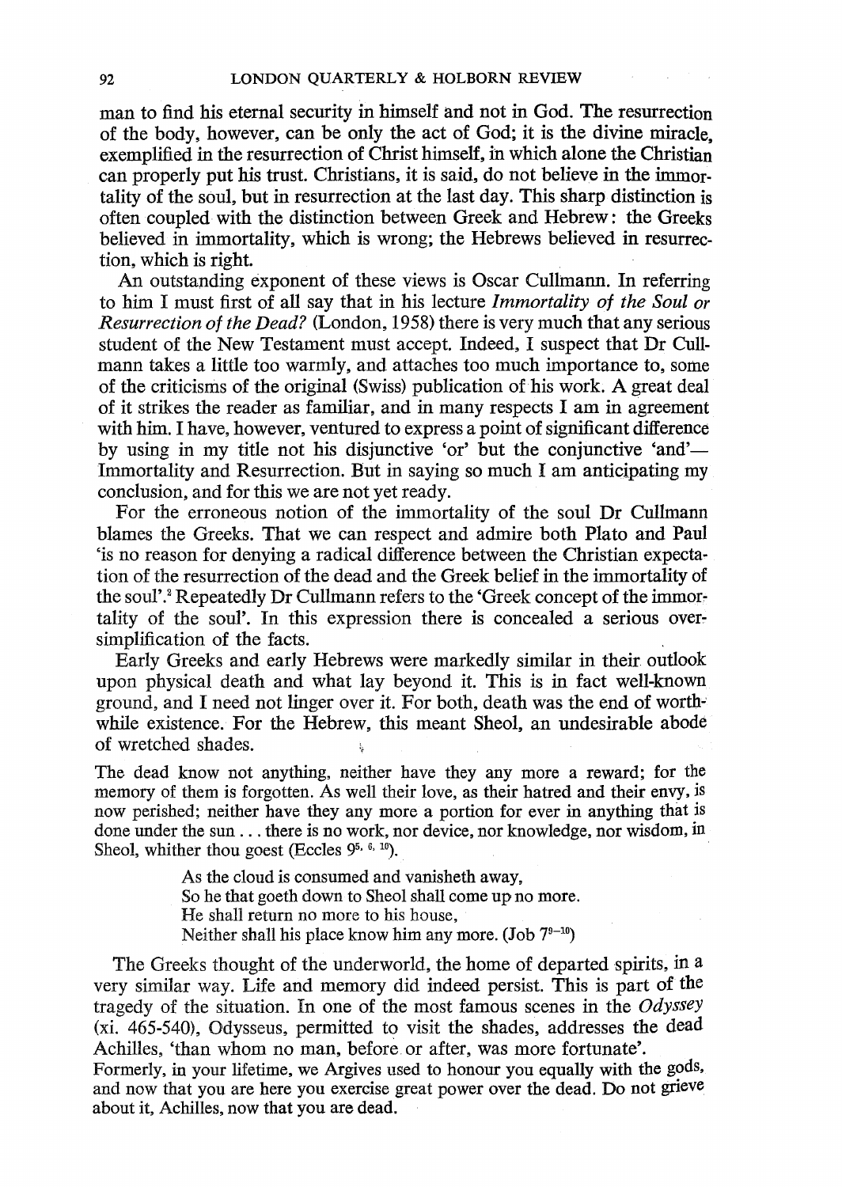man to find his eternal security in himself and not in God. The resurrection of the body, however, can be only the act of God; it is the divine miracle, exemplified in the resurrection of Christ himself, in which alone the Christian can properly put his trust. Christians, it is said, do not believe in the immortality of the soul, but in resurrection at the last day. This sharp distinction is often coupled with the distinction between Greek and Hebrew: the Greeks believed in immortality, which is wrong; the Hebrews believed in resurrection, which is right.

An outstanding exponent of these views is Oscar Cullmann. In referring to him I must first of all say that in his lecture *Immortality of the Soul or Resurrection of the Dead?* (London, 1958) there is very much that any serious student of the New Testament must accept. Indeed, I suspect that Dr Cullmann takes a little too warmly, and attaches too much importance to, some of the criticisms of the original (Swiss) publication of his work. A great deal of it strikes the reader as familiar, and in many respects I am in agreement with him. I have, however, ventured to express a point of significant difference by using in my title not his disjunctive 'or' but the conjunctive 'and'—Immortality and Resurrection. But in saying so much I am anticipating my conclusion, and for this we are not yet ready.

For the erroneous notion of the immortality of the soul Dr Cullmann blames the Greeks. That we can respect and admire both Plato and Paul 'is no reason for denying a radical difference between the Christian expectation of the resurrection of the dead and the Greek belief in the immortality of the soul'.[2] Repeatedly Dr Cullmann refers to the 'Greek concept of the immortality of the soul'. In this expression there is concealed a serious oversimplification of the facts.

Early Greeks and early Hebrews were markedly similar in their outlook upon physical death and what lay beyond it. This is in fact well-known ground, and I need not linger over it. For both, death was the end of worthwhile existence. For the Hebrew, this meant Sheol, an undesirable abode of wretched shades.

> The dead know not anything, neither have they any more a reward; for the memory of them is forgotten. As well their love, as their hatred and their envy, is now perished; neither have they any more a portion for ever in anything that is done under the sun . . . there is no work, nor device, nor knowledge, nor wisdom, in Sheol, whither thou goest (Eccles 9[5, 6, 10]).

> As the cloud is consumed and vanisheth away,
> So he that goeth down to Sheol shall come up no more.
> He shall return no more to his house,
> Neither shall his place know him any more. (Job 7[9–10])

The Greeks thought of the underworld, the home of departed spirits, in a very similar way. Life and memory did indeed persist. This is part of the tragedy of the situation. In one of the most famous scenes in the *Odyssey* (xi. 465-540), Odysseus, permitted to visit the shades, addresses the dead Achilles, 'than whom no man, before or after, was more fortunate'.

> Formerly, in your lifetime, we Argives used to honour you equally with the gods, and now that you are here you exercise great power over the dead. Do not grieve about it, Achilles, now that you are dead.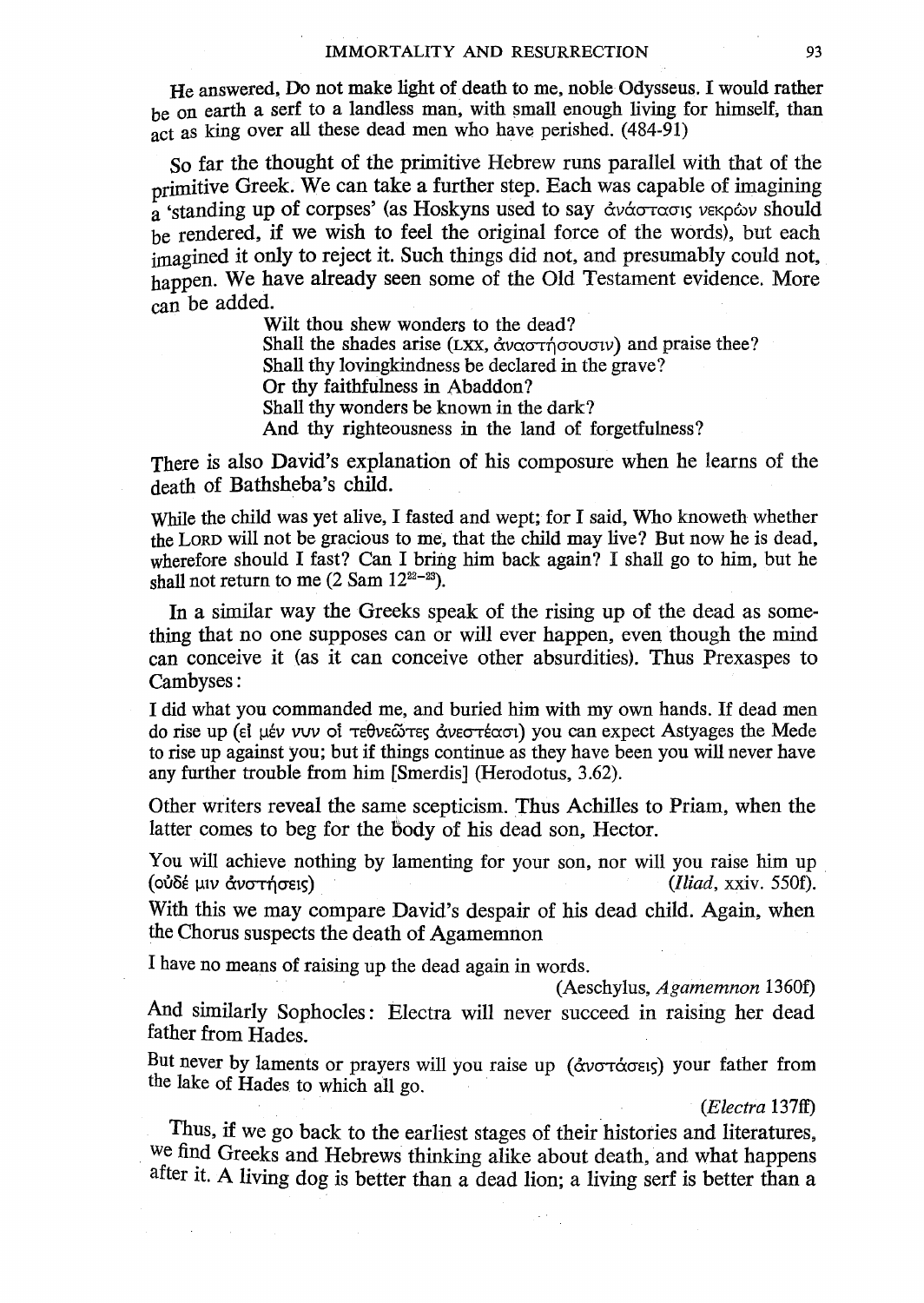He answered, Do not make light of death to me, noble Odysseus. I would rather be on earth a serf to a landless man, with small enough living for himself, than act as king over all these dead men who have perished. (484-91)

So far the thought of the primitive Hebrew runs parallel with that of the primitive Greek. We can take a further step. Each was capable of imagining a 'standing up of corpses' (as Hoskyns used to say ἀνάστασις νεκρῶν should be rendered, if we wish to feel the original force of the words), but each imagined it only to reject it. Such things did not, and presumably could not, happen. We have already seen some of the Old Testament evidence. More can be added.

> Wilt thou shew wonders to the dead?
> Shall the shades arise (LXX, ἀναστήσουσιν) and praise thee?
> Shall thy lovingkindness be declared in the grave?
> Or thy faithfulness in Abaddon?
> Shall thy wonders be known in the dark?
> And thy righteousness in the land of forgetfulness?

There is also David's explanation of his composure when he learns of the death of Bathsheba's child.

> While the child was yet alive, I fasted and wept; for I said, Who knoweth whether the LORD will not be gracious to me, that the child may live? But now he is dead, wherefore should I fast? Can I bring him back again? I shall go to him, but he shall not return to me (2 Sam 12[22-23]).

In a similar way the Greeks speak of the rising up of the dead as something that no one supposes can or will ever happen, even though the mind can conceive it (as it can conceive other absurdities). Thus Prexaspes to Cambyses:

> I did what you commanded me, and buried him with my own hands. If dead men do rise up (εἰ μέν νυν οἱ τεθνεῶτες ἀνεστέασι) you can expect Astyages the Mede to rise up against you; but if things continue as they have been you will never have any further trouble from him [Smerdis] (Herodotus, 3.62).

Other writers reveal the same scepticism. Thus Achilles to Priam, when the latter comes to beg for the body of his dead son, Hector.

> You will achieve nothing by lamenting for your son, nor will you raise him up (οὐδέ μιν ἀνστήσεις) (*Iliad*, xxiv. 550f).

With this we may compare David's despair of his dead child. Again, when the Chorus suspects the death of Agamemnon

> I have no means of raising up the dead again in words.
> (Aeschylus, *Agamemnon* 1360f)

And similarly Sophocles: Electra will never succeed in raising her dead father from Hades.

> But never by laments or prayers will you raise up (ἀνστάσεις) your father from the lake of Hades to which all go.
> (*Electra* 137ff)

Thus, if we go back to the earliest stages of their histories and literatures, we find Greeks and Hebrews thinking alike about death, and what happens after it. A living dog is better than a dead lion; a living serf is better than a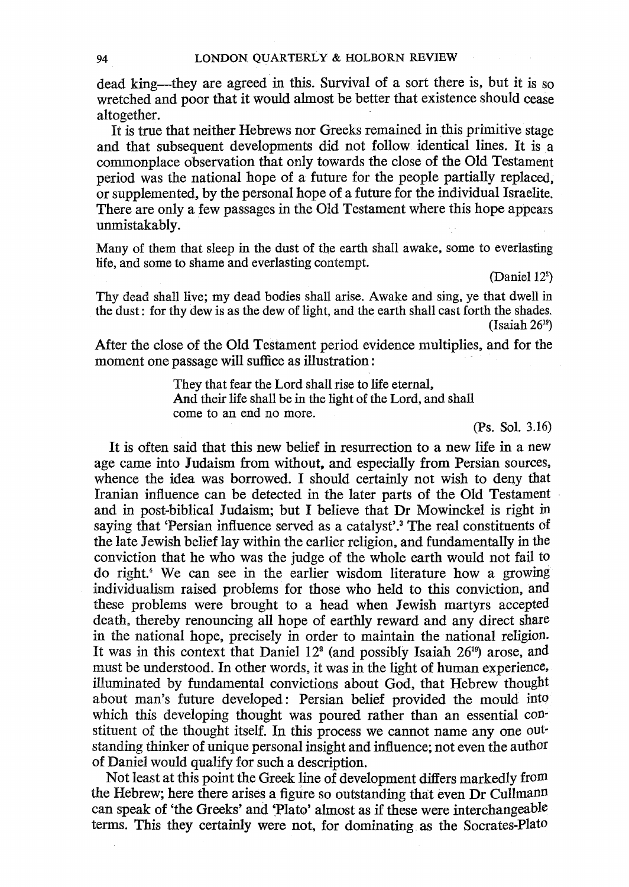dead king—they are agreed in this. Survival of a sort there is, but it is so wretched and poor that it would almost be better that existence should cease altogether.

It is true that neither Hebrews nor Greeks remained in this primitive stage and that subsequent developments did not follow identical lines. It is a commonplace observation that only towards the close of the Old Testament period was the national hope of a future for the people partially replaced, or supplemented, by the personal hope of a future for the individual Israelite. There are only a few passages in the Old Testament where this hope appears unmistakably.

> Many of them that sleep in the dust of the earth shall awake, some to everlasting life, and some to shame and everlasting contempt.
>
> (Daniel 12[2])

> Thy dead shall live; my dead bodies shall arise. Awake and sing, ye that dwell in the dust: for thy dew is as the dew of light, and the earth shall cast forth the shades.
>
> (Isaiah 26[19])

After the close of the Old Testament period evidence multiplies, and for the moment one passage will suffice as illustration:

> They that fear the Lord shall rise to life eternal,
> And their life shall be in the light of the Lord, and shall come to an end no more.
>
> (Ps. Sol. 3.16)

It is often said that this new belief in resurrection to a new life in a new age came into Judaism from without, and especially from Persian sources, whence the idea was borrowed. I should certainly not wish to deny that Iranian influence can be detected in the later parts of the Old Testament and in post-biblical Judaism; but I believe that Dr Mowinckel is right in saying that 'Persian influence served as a catalyst'.[3] The real constituents of the late Jewish belief lay within the earlier religion, and fundamentally in the conviction that he who was the judge of the whole earth would not fail to do right.[4] We can see in the earlier wisdom literature how a growing individualism raised problems for those who held to this conviction, and these problems were brought to a head when Jewish martyrs accepted death, thereby renouncing all hope of earthly reward and any direct share in the national hope, precisely in order to maintain the national religion. It was in this context that Daniel 12[2] (and possibly Isaiah 26[19]) arose, and must be understood. In other words, it was in the light of human experience, illuminated by fundamental convictions about God, that Hebrew thought about man's future developed: Persian belief provided the mould into which this developing thought was poured rather than an essential constituent of the thought itself. In this process we cannot name any one outstanding thinker of unique personal insight and influence; not even the author of Daniel would qualify for such a description.

Not least at this point the Greek line of development differs markedly from the Hebrew; here there arises a figure so outstanding that even Dr Cullmann can speak of 'the Greeks' and 'Plato' almost as if these were interchangeable terms. This they certainly were not, for dominating as the Socrates-Plato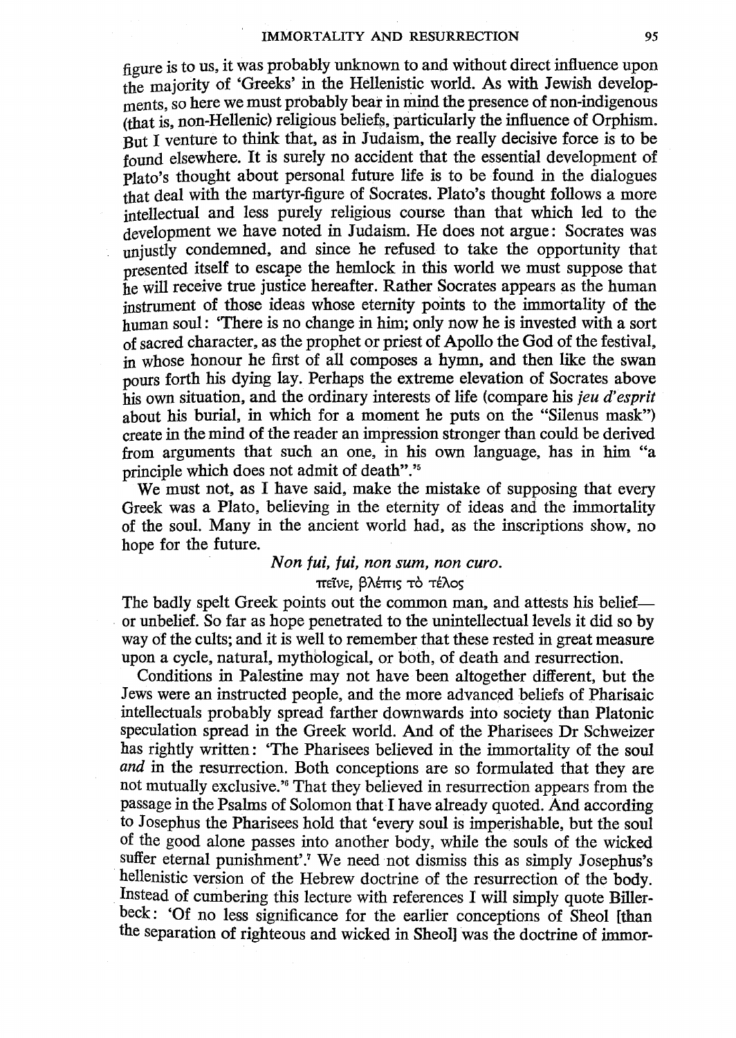figure is to us, it was probably unknown to and without direct influence upon the majority of 'Greeks' in the Hellenistic world. As with Jewish developments, so here we must probably bear in mind the presence of non-indigenous (that is, non-Hellenic) religious beliefs, particularly the influence of Orphism. But I venture to think that, as in Judaism, the really decisive force is to be found elsewhere. It is surely no accident that the essential development of Plato's thought about personal future life is to be found in the dialogues that deal with the martyr-figure of Socrates. Plato's thought follows a more intellectual and less purely religious course than that which led to the development we have noted in Judaism. He does not argue: Socrates was unjustly condemned, and since he refused to take the opportunity that presented itself to escape the hemlock in this world we must suppose that he will receive true justice hereafter. Rather Socrates appears as the human instrument of those ideas whose eternity points to the immortality of the human soul: 'There is no change in him; only now he is invested with a sort of sacred character, as the prophet or priest of Apollo the God of the festival, in whose honour he first of all composes a hymn, and then like the swan pours forth his dying lay. Perhaps the extreme elevation of Socrates above his own situation, and the ordinary interests of life (compare his *jeu d'esprit* about his burial, in which for a moment he puts on the "Silenus mask") create in the mind of the reader an impression stronger than could be derived from arguments that such an one, in his own language, has in him "a principle which does not admit of death".'[5]

We must not, as I have said, make the mistake of supposing that every Greek was a Plato, believing in the eternity of ideas and the immortality of the soul. Many in the ancient world had, as the inscriptions show, no hope for the future.

*Non fui, fui, non sum, non curo.*

πεῖνε, βλέπις τὸ τέλος

The badly spelt Greek points out the common man, and attests his belief—or unbelief. So far as hope penetrated to the unintellectual levels it did so by way of the cults; and it is well to remember that these rested in great measure upon a cycle, natural, mythological, or both, of death and resurrection.

Conditions in Palestine may not have been altogether different, but the Jews were an instructed people, and the more advanced beliefs of Pharisaic intellectuals probably spread farther downwards into society than Platonic speculation spread in the Greek world. And of the Pharisees Dr Schweizer has rightly written: 'The Pharisees believed in the immortality of the soul *and* in the resurrection. Both conceptions are so formulated that they are not mutually exclusive.'[6] That they believed in resurrection appears from the passage in the Psalms of Solomon that I have already quoted. And according to Josephus the Pharisees hold that 'every soul is imperishable, but the soul of the good alone passes into another body, while the souls of the wicked suffer eternal punishment'.[7] We need not dismiss this as simply Josephus's hellenistic version of the Hebrew doctrine of the resurrection of the body. Instead of cumbering this lecture with references I will simply quote Billerbeck: 'Of no less significance for the earlier conceptions of Sheol [than the separation of righteous and wicked in Sheol] was the doctrine of immor-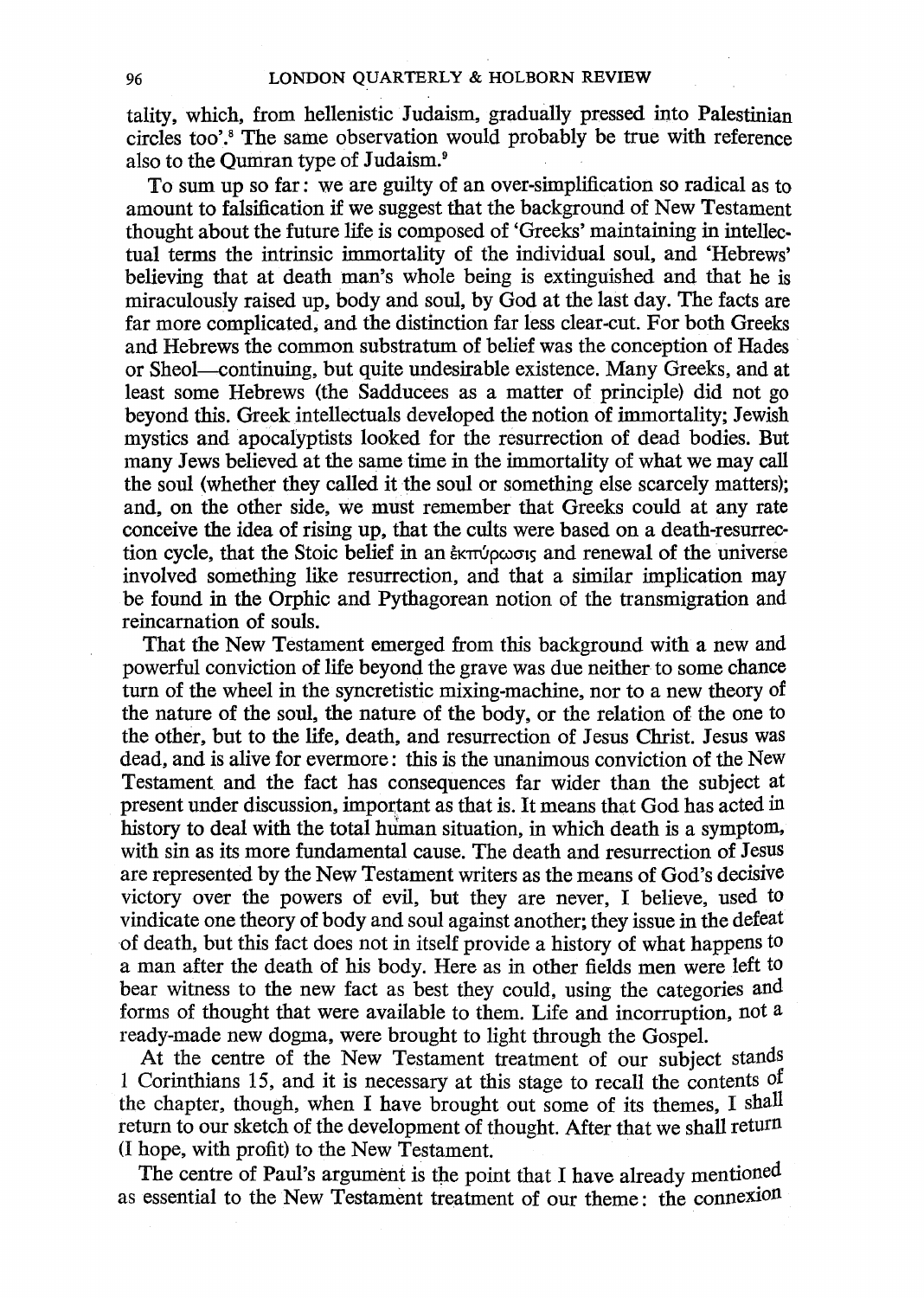tality, which, from hellenistic Judaism, gradually pressed into Palestinian circles too'.[8] The same observation would probably be true with reference also to the Qumran type of Judaism.[9]

To sum up so far: we are guilty of an over-simplification so radical as to amount to falsification if we suggest that the background of New Testament thought about the future life is composed of 'Greeks' maintaining in intellectual terms the intrinsic immortality of the individual soul, and 'Hebrews' believing that at death man's whole being is extinguished and that he is miraculously raised up, body and soul, by God at the last day. The facts are far more complicated, and the distinction far less clear-cut. For both Greeks and Hebrews the common substratum of belief was the conception of Hades or Sheol—continuing, but quite undesirable existence. Many Greeks, and at least some Hebrews (the Sadducees as a matter of principle) did not go beyond this. Greek intellectuals developed the notion of immortality; Jewish mystics and apocalyptists looked for the resurrection of dead bodies. But many Jews believed at the same time in the immortality of what we may call the soul (whether they called it the soul or something else scarcely matters); and, on the other side, we must remember that Greeks could at any rate conceive the idea of rising up, that the cults were based on a death-resurrection cycle, that the Stoic belief in an ἐκπύρωσις and renewal of the universe involved something like resurrection, and that a similar implication may be found in the Orphic and Pythagorean notion of the transmigration and reincarnation of souls.

That the New Testament emerged from this background with a new and powerful conviction of life beyond the grave was due neither to some chance turn of the wheel in the syncretistic mixing-machine, nor to a new theory of the nature of the soul, the nature of the body, or the relation of the one to the other, but to the life, death, and resurrection of Jesus Christ. Jesus was dead, and is alive for evermore: this is the unanimous conviction of the New Testament and the fact has consequences far wider than the subject at present under discussion, important as that is. It means that God has acted in history to deal with the total human situation, in which death is a symptom, with sin as its more fundamental cause. The death and resurrection of Jesus are represented by the New Testament writers as the means of God's decisive victory over the powers of evil, but they are never, I believe, used to vindicate one theory of body and soul against another; they issue in the defeat of death, but this fact does not in itself provide a history of what happens to a man after the death of his body. Here as in other fields men were left to bear witness to the new fact as best they could, using the categories and forms of thought that were available to them. Life and incorruption, not a ready-made new dogma, were brought to light through the Gospel.

At the centre of the New Testament treatment of our subject stands 1 Corinthians 15, and it is necessary at this stage to recall the contents of the chapter, though, when I have brought out some of its themes, I shall return to our sketch of the development of thought. After that we shall return (I hope, with profit) to the New Testament.

The centre of Paul's argument is the point that I have already mentioned as essential to the New Testament treatment of our theme: the connexion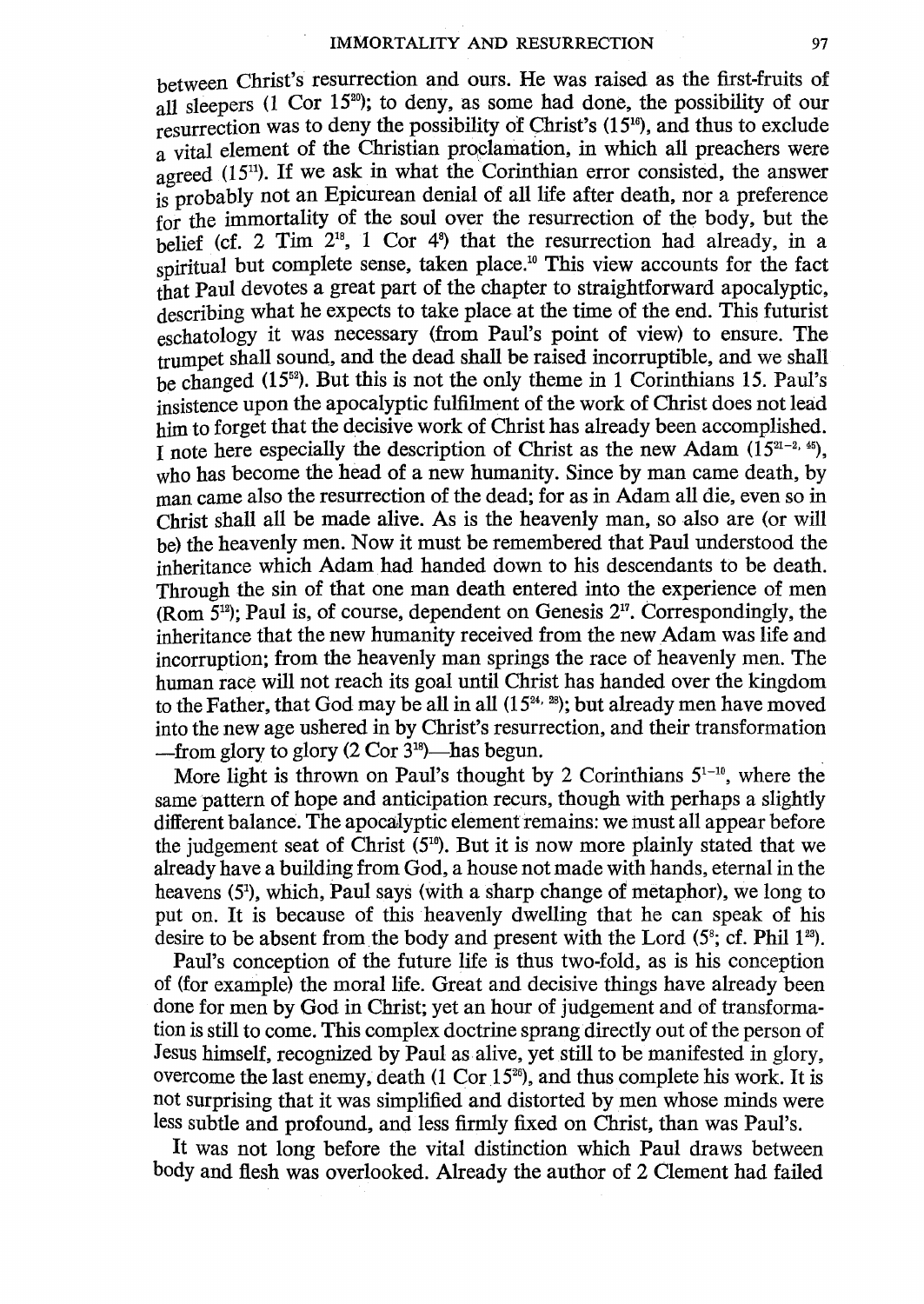between Christ's resurrection and ours. He was raised as the first-fruits of all sleepers (1 Cor $15^{20}$); to deny, as some had done, the possibility of our resurrection was to deny the possibility of Christ's ($15^{16}$), and thus to exclude a vital element of the Christian proclamation, in which all preachers were agreed ($15^{11}$). If we ask in what the Corinthian error consisted, the answer is probably not an Epicurean denial of all life after death, nor a preference for the immortality of the soul over the resurrection of the body, but the belief (cf. 2 Tim $2^{18}$, 1 Cor $4^{8}$) that the resurrection had already, in a spiritual but complete sense, taken place.[10] This view accounts for the fact that Paul devotes a great part of the chapter to straightforward apocalyptic, describing what he expects to take place at the time of the end. This futurist eschatology it was necessary (from Paul's point of view) to ensure. The trumpet shall sound, and the dead shall be raised incorruptible, and we shall be changed ($15^{52}$). But this is not the only theme in 1 Corinthians 15. Paul's insistence upon the apocalyptic fulfilment of the work of Christ does not lead him to forget that the decisive work of Christ has already been accomplished. I note here especially the description of Christ as the new Adam ($15^{21-2,\ 45}$), who has become the head of a new humanity. Since by man came death, by man came also the resurrection of the dead; for as in Adam all die, even so in Christ shall all be made alive. As is the heavenly man, so also are (or will be) the heavenly men. Now it must be remembered that Paul understood the inheritance which Adam had handed down to his descendants to be death. Through the sin of that one man death entered into the experience of men (Rom $5^{12}$); Paul is, of course, dependent on Genesis $2^{17}$. Correspondingly, the inheritance that the new humanity received from the new Adam was life and incorruption; from the heavenly man springs the race of heavenly men. The human race will not reach its goal until Christ has handed over the kingdom to the Father, that God may be all in all ($15^{24,\ 28}$); but already men have moved into the new age ushered in by Christ's resurrection, and their transformation —from glory to glory (2 Cor $3^{18}$)—has begun.

More light is thrown on Paul's thought by 2 Corinthians $5^{1-10}$, where the same pattern of hope and anticipation recurs, though with perhaps a slightly different balance. The apocalyptic element remains: we must all appear before the judgement seat of Christ ($5^{10}$). But it is now more plainly stated that we already have a building from God, a house not made with hands, eternal in the heavens ($5^{1}$), which, Paul says (with a sharp change of metaphor), we long to put on. It is because of this heavenly dwelling that he can speak of his desire to be absent from the body and present with the Lord ($5^{8}$; cf. Phil $1^{23}$).

Paul's conception of the future life is thus two-fold, as is his conception of (for example) the moral life. Great and decisive things have already been done for men by God in Christ; yet an hour of judgement and of transformation is still to come. This complex doctrine sprang directly out of the person of Jesus himself, recognized by Paul as alive, yet still to be manifested in glory, overcome the last enemy, death (1 Cor $15^{26}$), and thus complete his work. It is not surprising that it was simplified and distorted by men whose minds were less subtle and profound, and less firmly fixed on Christ, than was Paul's.

It was not long before the vital distinction which Paul draws between body and flesh was overlooked. Already the author of 2 Clement had failed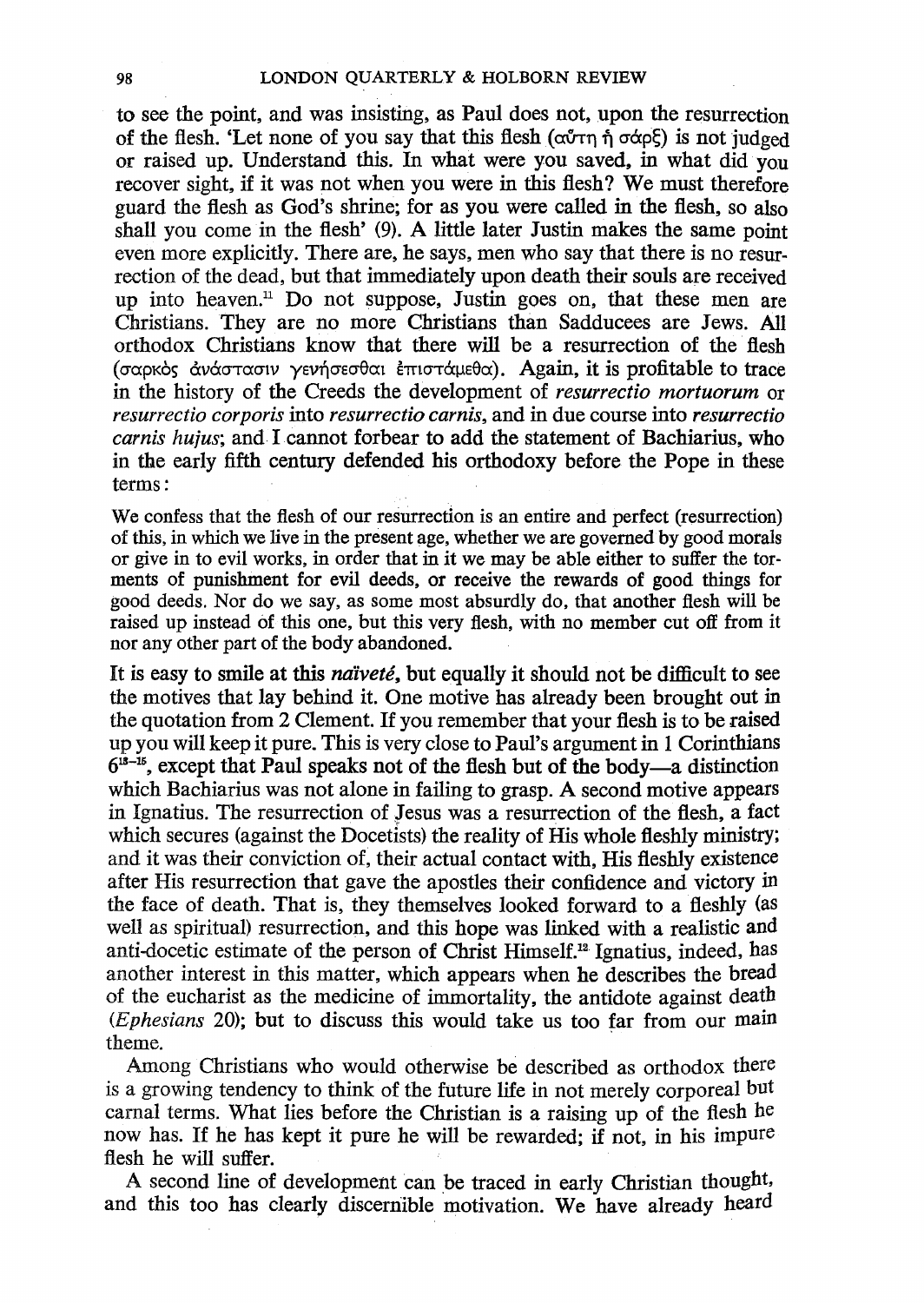to see the point, and was insisting, as Paul does not, upon the resurrection of the flesh. 'Let none of you say that this flesh (αὕτη ἡ σάρξ) is not judged or raised up. Understand this. In what were you saved, in what did you recover sight, if it was not when you were in this flesh? We must therefore guard the flesh as God's shrine; for as you were called in the flesh, so also shall you come in the flesh' (9). A little later Justin makes the same point even more explicitly. There are, he says, men who say that there is no resurrection of the dead, but that immediately upon death their souls are received up into heaven.[11] Do not suppose, Justin goes on, that these men are Christians. They are no more Christians than Sadducees are Jews. All orthodox Christians know that there will be a resurrection of the flesh (σαρκὸς ἀνάστασιν γενήσεσθαι ἐπιστάμεθα). Again, it is profitable to trace in the history of the Creeds the development of *resurrectio mortuorum* or *resurrectio corporis* into *resurrectio carnis*, and in due course into *resurrectio carnis hujus*; and I cannot forbear to add the statement of Bachiarius, who in the early fifth century defended his orthodoxy before the Pope in these terms:

> We confess that the flesh of our resurrection is an entire and perfect (resurrection) of this, in which we live in the present age, whether we are governed by good morals or give in to evil works, in order that in it we may be able either to suffer the torments of punishment for evil deeds, or receive the rewards of good things for good deeds. Nor do we say, as some most absurdly do, that another flesh will be raised up instead of this one, but this very flesh, with no member cut off from it nor any other part of the body abandoned.

It is easy to smile at this *naïveté*, but equally it should not be difficult to see the motives that lay behind it. One motive has already been brought out in the quotation from 2 Clement. If you remember that your flesh is to be raised up you will keep it pure. This is very close to Paul's argument in 1 Corinthians $6^{13-15}$, except that Paul speaks not of the flesh but of the body—a distinction which Bachiarius was not alone in failing to grasp. A second motive appears in Ignatius. The resurrection of Jesus was a resurrection of the flesh, a fact which secures (against the Docetists) the reality of His whole fleshly ministry; and it was their conviction of, their actual contact with, His fleshly existence after His resurrection that gave the apostles their confidence and victory in the face of death. That is, they themselves looked forward to a fleshly (as well as spiritual) resurrection, and this hope was linked with a realistic and anti-docetic estimate of the person of Christ Himself.[12] Ignatius, indeed, has another interest in this matter, which appears when he describes the bread of the eucharist as the medicine of immortality, the antidote against death (*Ephesians* 20); but to discuss this would take us too far from our main theme.

Among Christians who would otherwise be described as orthodox there is a growing tendency to think of the future life in not merely corporeal but carnal terms. What lies before the Christian is a raising up of the flesh he now has. If he has kept it pure he will be rewarded; if not, in his impure flesh he will suffer.

A second line of development can be traced in early Christian thought, and this too has clearly discernible motivation. We have already heard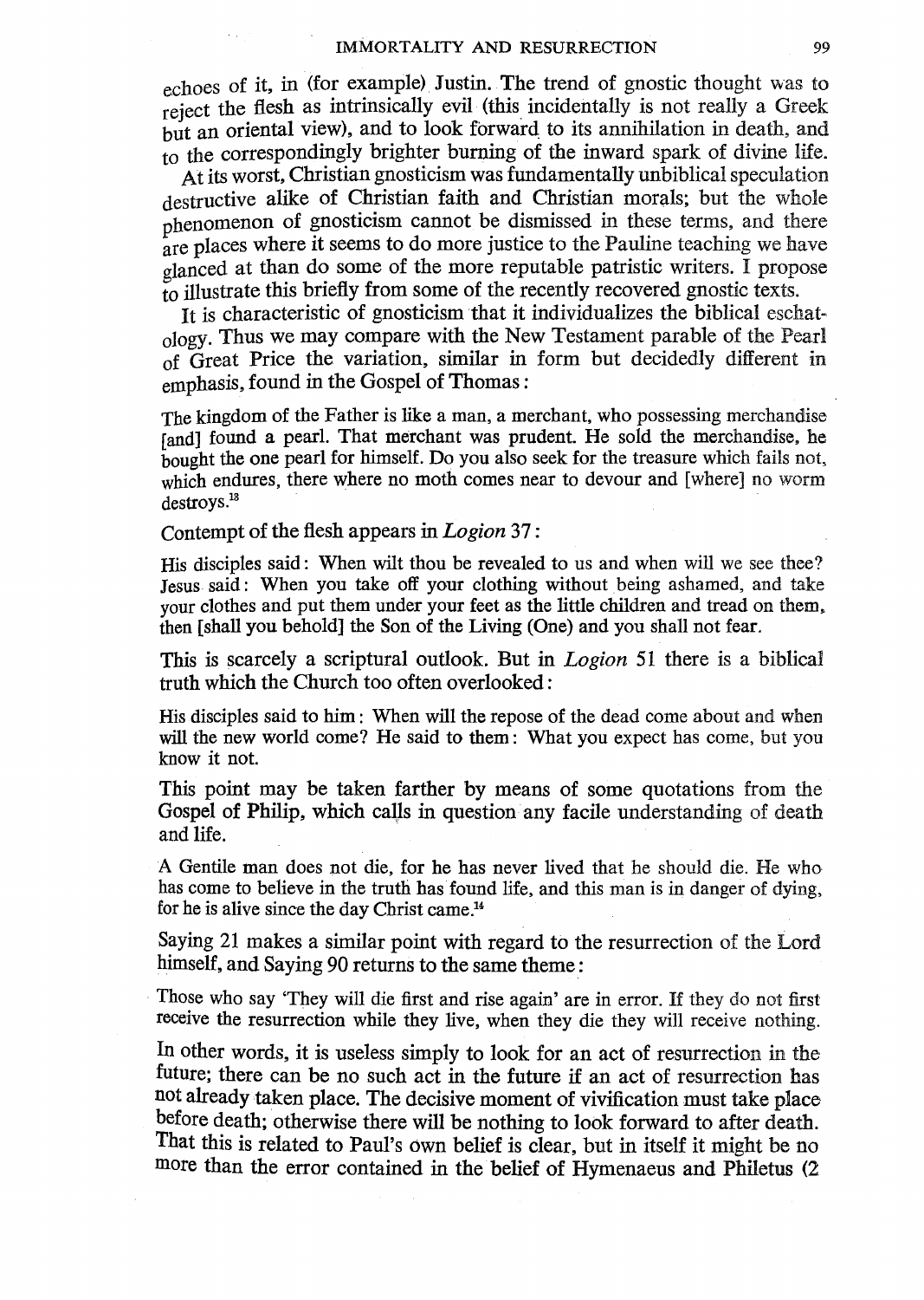echoes of it, in (for example) Justin. The trend of gnostic thought was to reject the flesh as intrinsically evil (this incidentally is not really a Greek but an oriental view), and to look forward to its annihilation in death, and to the correspondingly brighter burning of the inward spark of divine life.

At its worst, Christian gnosticism was fundamentally unbiblical speculation destructive alike of Christian faith and Christian morals; but the whole phenomenon of gnosticism cannot be dismissed in these terms, and there are places where it seems to do more justice to the Pauline teaching we have glanced at than do some of the more reputable patristic writers. I propose to illustrate this briefly from some of the recently recovered gnostic texts.

It is characteristic of gnosticism that it individualizes the biblical eschatology. Thus we may compare with the New Testament parable of the Pearl of Great Price the variation, similar in form but decidedly different in emphasis, found in the Gospel of Thomas:

> The kingdom of the Father is like a man, a merchant, who possessing merchandise [and] found a pearl. That merchant was prudent. He sold the merchandise, he bought the one pearl for himself. Do you also seek for the treasure which fails not, which endures, there where no moth comes near to devour and [where] no worm destroys.[13]

Contempt of the flesh appears in *Logion* 37:

> His disciples said: When wilt thou be revealed to us and when will we see thee? Jesus said: When you take off your clothing without being ashamed, and take your clothes and put them under your feet as the little children and tread on them, then [shall you behold] the Son of the Living (One) and you shall not fear.

This is scarcely a scriptural outlook. But in *Logion* 51 there is a biblical truth which the Church too often overlooked:

> His disciples said to him: When will the repose of the dead come about and when will the new world come? He said to them: What you expect has come, but you know it not.

This point may be taken farther by means of some quotations from the Gospel of Philip, which calls in question any facile understanding of death and life.

> A Gentile man does not die, for he has never lived that he should die. He who has come to believe in the truth has found life, and this man is in danger of dying, for he is alive since the day Christ came.[14]

Saying 21 makes a similar point with regard to the resurrection of the Lord himself, and Saying 90 returns to the same theme:

> Those who say 'They will die first and rise again' are in error. If they do not first receive the resurrection while they live, when they die they will receive nothing.

In other words, it is useless simply to look for an act of resurrection in the future; there can be no such act in the future if an act of resurrection has not already taken place. The decisive moment of vivification must take place before death; otherwise there will be nothing to look forward to after death. That this is related to Paul's own belief is clear, but in itself it might be no more than the error contained in the belief of Hymenaeus and Philetus (2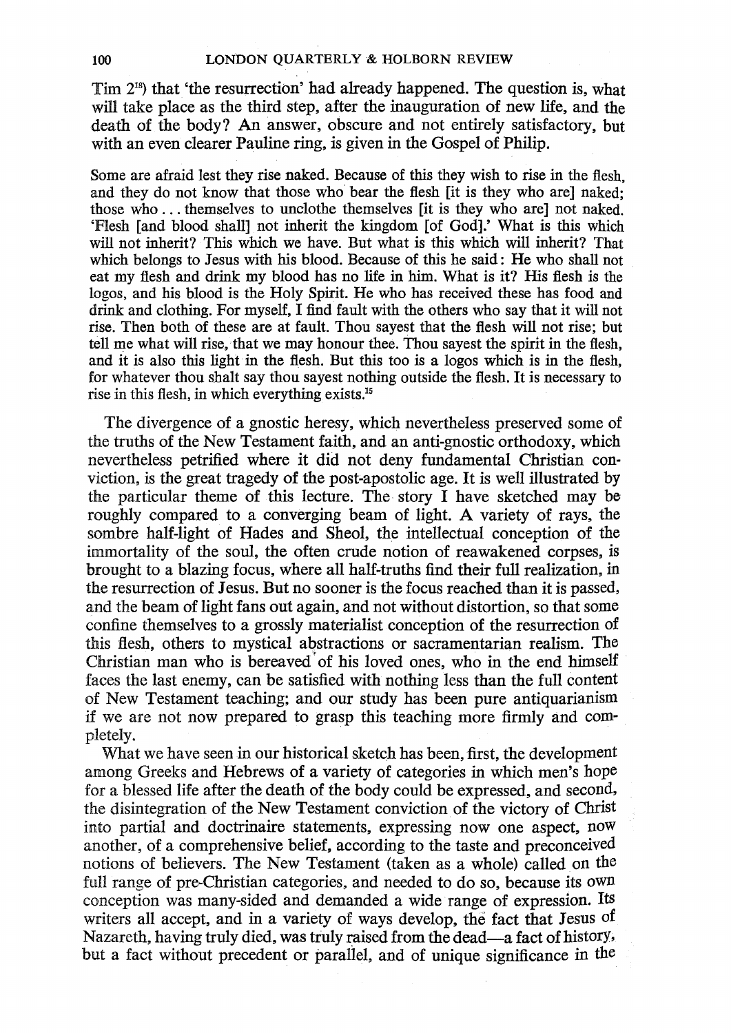Tim 2[18]) that 'the resurrection' had already happened. The question is, what will take place as the third step, after the inauguration of new life, and the death of the body? An answer, obscure and not entirely satisfactory, but with an even clearer Pauline ring, is given in the Gospel of Philip.

> Some are afraid lest they rise naked. Because of this they wish to rise in the flesh, and they do not know that those who bear the flesh [it is they who are] naked; those who ... themselves to unclothe themselves [it is they who are] not naked. 'Flesh [and blood shall] not inherit the kingdom [of God].' What is this which will not inherit? This which we have. But what is this which will inherit? That which belongs to Jesus with his blood. Because of this he said: He who shall not eat my flesh and drink my blood has no life in him. What is it? His flesh is the logos, and his blood is the Holy Spirit. He who has received these has food and drink and clothing. For myself, I find fault with the others who say that it will not rise. Then both of these are at fault. Thou sayest that the flesh will not rise; but tell me what will rise, that we may honour thee. Thou sayest the spirit in the flesh, and it is also this light in the flesh. But this too is a logos which is in the flesh, for whatever thou shalt say thou sayest nothing outside the flesh. It is necessary to rise in this flesh, in which everything exists.[15]

The divergence of a gnostic heresy, which nevertheless preserved some of the truths of the New Testament faith, and an anti-gnostic orthodoxy, which nevertheless petrified where it did not deny fundamental Christian conviction, is the great tragedy of the post-apostolic age. It is well illustrated by the particular theme of this lecture. The story I have sketched may be roughly compared to a converging beam of light. A variety of rays, the sombre half-light of Hades and Sheol, the intellectual conception of the immortality of the soul, the often crude notion of reawakened corpses, is brought to a blazing focus, where all half-truths find their full realization, in the resurrection of Jesus. But no sooner is the focus reached than it is passed, and the beam of light fans out again, and not without distortion, so that some confine themselves to a grossly materialist conception of the resurrection of this flesh, others to mystical abstractions or sacramentarian realism. The Christian man who is bereaved of his loved ones, who in the end himself faces the last enemy, can be satisfied with nothing less than the full content of New Testament teaching; and our study has been pure antiquarianism if we are not now prepared to grasp this teaching more firmly and completely.

What we have seen in our historical sketch has been, first, the development among Greeks and Hebrews of a variety of categories in which men's hope for a blessed life after the death of the body could be expressed, and second, the disintegration of the New Testament conviction of the victory of Christ into partial and doctrinaire statements, expressing now one aspect, now another, of a comprehensive belief, according to the taste and preconceived notions of believers. The New Testament (taken as a whole) called on the full range of pre-Christian categories, and needed to do so, because its own conception was many-sided and demanded a wide range of expression. Its writers all accept, and in a variety of ways develop, the fact that Jesus of Nazareth, having truly died, was truly raised from the dead—a fact of history, but a fact without precedent or parallel, and of unique significance in the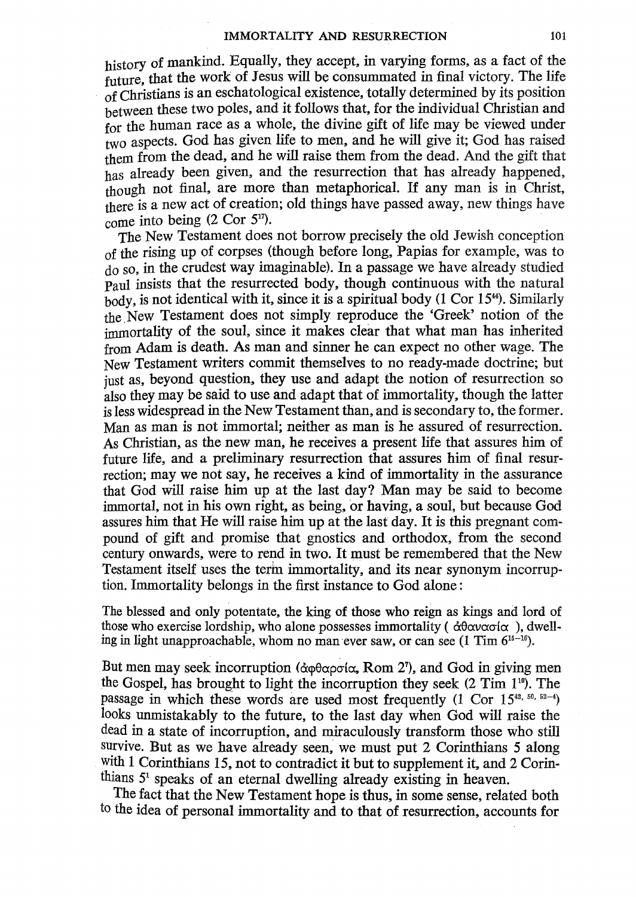history of mankind. Equally, they accept, in varying forms, as a fact of the future, that the work of Jesus will be consummated in final victory. The life of Christians is an eschatological existence, totally determined by its position between these two poles, and it follows that, for the individual Christian and for the human race as a whole, the divine gift of life may be viewed under two aspects. God has given life to men, and he will give it; God has raised them from the dead, and he will raise them from the dead. And the gift that has already been given, and the resurrection that has already happened, though not final, are more than metaphorical. If any man is in Christ, there is a new act of creation; old things have passed away, new things have come into being (2 Cor 5[17]).

The New Testament does not borrow precisely the old Jewish conception of the rising up of corpses (though before long, Papias for example, was to do so, in the crudest way imaginable). In a passage we have already studied Paul insists that the resurrected body, though continuous with the natural body, is not identical with it, since it is a spiritual body (1 Cor 15[44]). Similarly the New Testament does not simply reproduce the 'Greek' notion of the immortality of the soul, since it makes clear that what man has inherited from Adam is death. As man and sinner he can expect no other wage. The New Testament writers commit themselves to no ready-made doctrine; but just as, beyond question, they use and adapt the notion of resurrection so also they may be said to use and adapt that of immortality, though the latter is less widespread in the New Testament than, and is secondary to, the former. Man as man is not immortal; neither as man is he assured of resurrection. As Christian, as the new man, he receives a present life that assures him of future life, and a preliminary resurrection that assures him of final resurrection; may we not say, he receives a kind of immortality in the assurance that God will raise him up at the last day? Man may be said to become immortal, not in his own right, as being, or having, a soul, but because God assures him that He will raise him up at the last day. It is this pregnant compound of gift and promise that gnostics and orthodox, from the second century onwards, were to rend in two. It must be remembered that the New Testament itself uses the term immortality, and its near synonym incorruption. Immortality belongs in the first instance to God alone:

> The blessed and only potentate, the king of those who reign as kings and lord of those who exercise lordship, who alone possesses immortality ( ἀθανασία ), dwelling in light unapproachable, whom no man ever saw, or can see (1 Tim 6[15–16]).

But men may seek incorruption (ἀφθαρσία, Rom 2[7]), and God in giving men the Gospel, has brought to light the incorruption they seek (2 Tim 1[10]). The passage in which these words are used most frequently (1 Cor 15[42, 50, 53–4]) looks unmistakably to the future, to the last day when God will raise the dead in a state of incorruption, and miraculously transform those who still survive. But as we have already seen, we must put 2 Corinthians 5 along with 1 Corinthians 15, not to contradict it but to supplement it, and 2 Corinthians 5[1] speaks of an eternal dwelling already existing in heaven.

The fact that the New Testament hope is thus, in some sense, related both to the idea of personal immortality and to that of resurrection, accounts for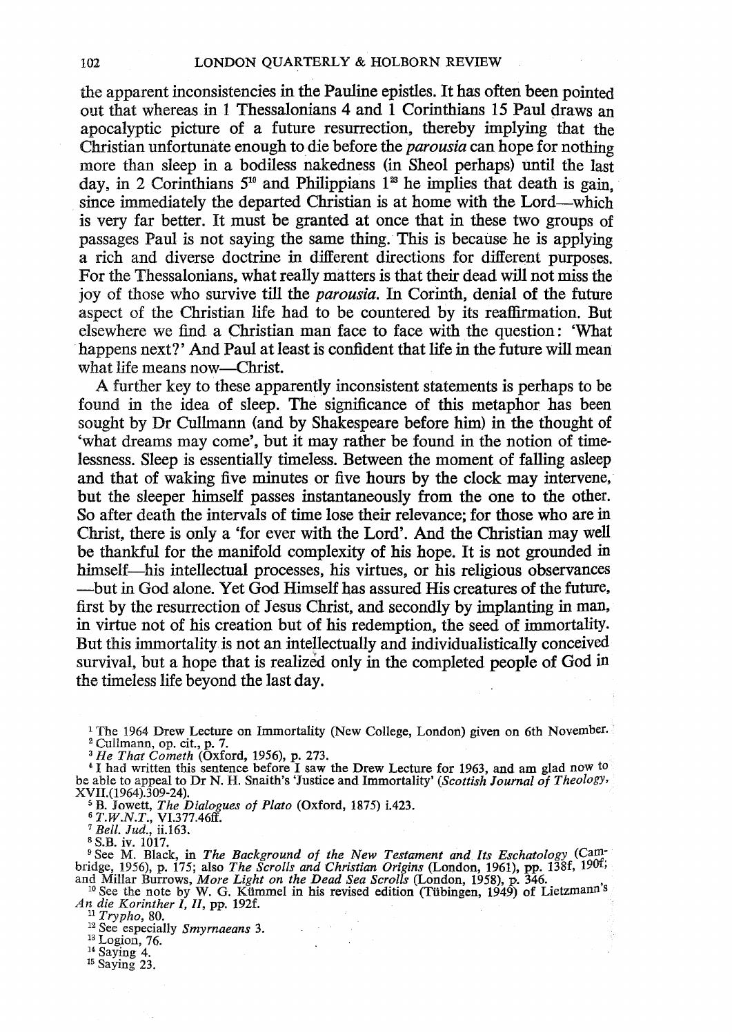the apparent inconsistencies in the Pauline epistles. It has often been pointed out that whereas in 1 Thessalonians 4 and 1 Corinthians 15 Paul draws an apocalyptic picture of a future resurrection, thereby implying that the Christian unfortunate enough to die before the *parousia* can hope for nothing more than sleep in a bodiless nakedness (in Sheol perhaps) until the last day, in 2 Corinthians 5[10] and Philippians 1[23] he implies that death is gain, since immediately the departed Christian is at home with the Lord—which is very far better. It must be granted at once that in these two groups of passages Paul is not saying the same thing. This is because he is applying a rich and diverse doctrine in different directions for different purposes. For the Thessalonians, what really matters is that their dead will not miss the joy of those who survive till the *parousia*. In Corinth, denial of the future aspect of the Christian life had to be countered by its reaffirmation. But elsewhere we find a Christian man face to face with the question: 'What happens next?' And Paul at least is confident that life in the future will mean what life means now—Christ.

A further key to these apparently inconsistent statements is perhaps to be found in the idea of sleep. The significance of this metaphor has been sought by Dr Cullmann (and by Shakespeare before him) in the thought of 'what dreams may come', but it may rather be found in the notion of timelessness. Sleep is essentially timeless. Between the moment of falling asleep and that of waking five minutes or five hours by the clock may intervene, but the sleeper himself passes instantaneously from the one to the other. So after death the intervals of time lose their relevance; for those who are in Christ, there is only a 'for ever with the Lord'. And the Christian may well be thankful for the manifold complexity of his hope. It is not grounded in himself—his intellectual processes, his virtues, or his religious observances—but in God alone. Yet God Himself has assured His creatures of the future, first by the resurrection of Jesus Christ, and secondly by implanting in man, in virtue not of his creation but of his redemption, the seed of immortality. But this immortality is not an intellectually and individualistically conceived survival, but a hope that is realized only in the completed people of God in the timeless life beyond the last day.

[1] The 1964 Drew Lecture on Immortality (New College, London) given on 6th November.
[2] Cullmann, op. cit., p. 7.
[3] *He That Cometh* (Oxford, 1956), p. 273.
[4] I had written this sentence before I saw the Drew Lecture for 1963, and am glad now to be able to appeal to Dr N. H. Snaith's 'Justice and Immortality' (*Scottish Journal of Theology*, XVII.(1964).309-24).
[5] B. Jowett, *The Dialogues of Plato* (Oxford, 1875) i.423.
[6] *T.W.N.T.*, VI.377.46ff.
[7] *Bell. Jud.*, ii.163.
[8] S.B. iv. 1017.
[9] See M. Black, in *The Background of the New Testament and Its Eschatology* (Cambridge, 1956), p. 175; also *The Scrolls and Christian Origins* (London, 1961), pp. 138f, 190f; and Millar Burrows, *More Light on the Dead Sea Scrolls* (London, 1958), p. 346.
[10] See the note by W. G. Kümmel in his revised edition (Tübingen, 1949) of Lietzmann's *An die Korinther I, II*, pp. 192f.
[11] *Trypho*, 80.
[12] See especially *Smyrnaeans* 3.
[13] Logion, 76.
[14] Saying 4.
[15] Saying 23.